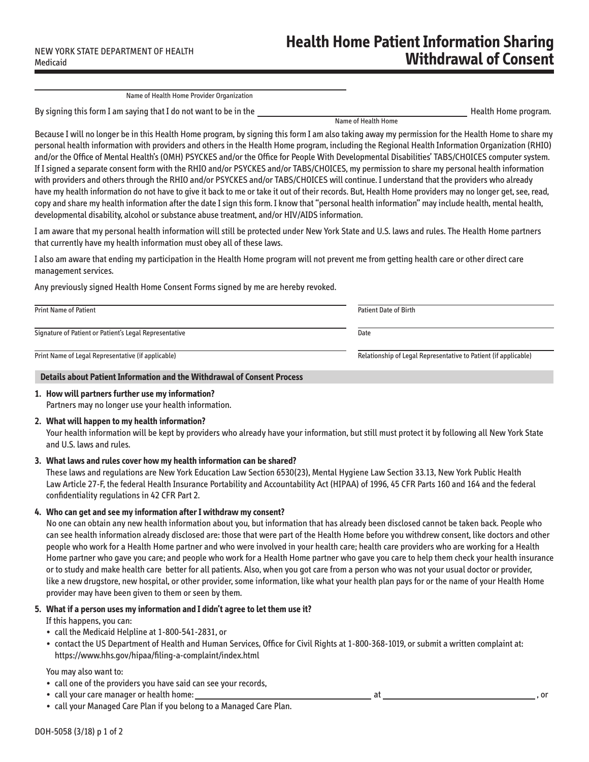NEW YORK STATE DEPARTMENT OF HEALTH
Medicaid

# Health Home Patient Information Sharing Withdrawal of Consent

\_\_\_\_\_\_\_\_\_\_\_\_\_\_\_\_\_\_\_\_\_\_\_\_\_\_\_\_\_\_\_\_\_\_\_\_\_\_\_\_
Name of Health Home Provider Organization

By signing this form I am saying that I do not want to be in the \_\_\_\_\_\_\_\_\_\_\_\_\_\_\_\_\_\_\_\_\_\_\_\_\_\_\_\_\_\_ Health Home program.
Name of Health Home

Because I will no longer be in this Health Home program, by signing this form I am also taking away my permission for the Health Home to share my personal health information with providers and others in the Health Home program, including the Regional Health Information Organization (RHIO) and/or the Office of Mental Health's (OMH) PSYCKES and/or the Office for People With Developmental Disabilities' TABS/CHOICES computer system. If I signed a separate consent form with the RHIO and/or PSYCKES and/or TABS/CHOICES, my permission to share my personal health information with providers and others through the RHIO and/or PSYCKES and/or TABS/CHOICES will continue. I understand that the providers who already have my health information do not have to give it back to me or take it out of their records. But, Health Home providers may no longer get, see, read, copy and share my health information after the date I sign this form. I know that "personal health information" may include health, mental health, developmental disability, alcohol or substance abuse treatment, and/or HIV/AIDS information.

I am aware that my personal health information will still be protected under New York State and U.S. laws and rules. The Health Home partners that currently have my health information must obey all of these laws.

I also am aware that ending my participation in the Health Home program will not prevent me from getting health care or other direct care management services.

Any previously signed Health Home Consent Forms signed by me are hereby revoked.

| | |
|---|---|
| Print Name of Patient | Patient Date of Birth |
| Signature of Patient or Patient's Legal Representative | Date |
| Print Name of Legal Representative (if applicable) | Relationship of Legal Representative to Patient (if applicable) |

## Details about Patient Information and the Withdrawal of Consent Process

**1. How will partners further use my information?**
Partners may no longer use your health information.

**2. What will happen to my health information?**
Your health information will be kept by providers who already have your information, but still must protect it by following all New York State and U.S. laws and rules.

**3. What laws and rules cover how my health information can be shared?**
These laws and regulations are New York Education Law Section 6530(23), Mental Hygiene Law Section 33.13, New York Public Health Law Article 27-F, the federal Health Insurance Portability and Accountability Act (HIPAA) of 1996, 45 CFR Parts 160 and 164 and the federal confidentiality regulations in 42 CFR Part 2.

**4. Who can get and see my information after I withdraw my consent?**
No one can obtain any new health information about you, but information that has already been disclosed cannot be taken back. People who can see health information already disclosed are: those that were part of the Health Home before you withdrew consent, like doctors and other people who work for a Health Home partner and who were involved in your health care; health care providers who are working for a Health Home partner who gave you care; and people who work for a Health Home partner who gave you care to help them check your health insurance or to study and make health care better for all patients. Also, when you got care from a person who was not your usual doctor or provider, like a new drugstore, new hospital, or other provider, some information, like what your health plan pays for or the name of your Health Home provider may have been given to them or seen by them.

**5. What if a person uses my information and I didn't agree to let them use it?**
If this happens, you can:

- call the Medicaid Helpline at 1-800-541-2831, or
- contact the US Department of Health and Human Services, Office for Civil Rights at 1-800-368-1019, or submit a written complaint at: https://www.hhs.gov/hipaa/filing-a-complaint/index.html

You may also want to:

- call one of the providers you have said can see your records,
- call your care manager or health home: \_\_\_\_\_\_\_\_\_\_\_\_\_\_\_\_\_\_\_\_ at \_\_\_\_\_\_\_\_\_\_\_\_\_\_\_\_\_\_\_\_, or
- call your Managed Care Plan if you belong to a Managed Care Plan.

DOH-5058 (3/18)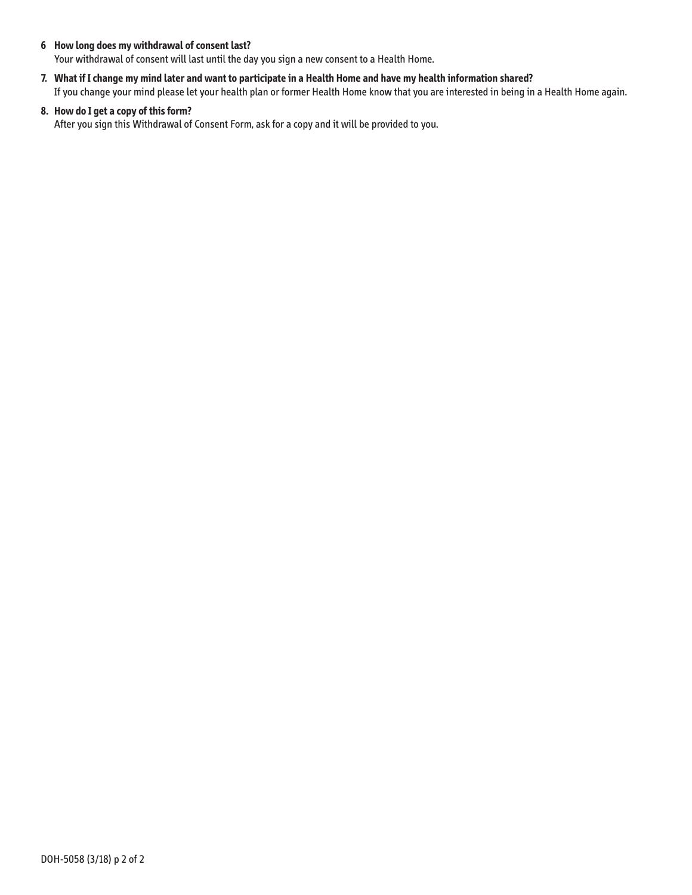6 **How long does my withdrawal of consent last?**
Your withdrawal of consent will last until the day you sign a new consent to a Health Home.

7. **What if I change my mind later and want to participate in a Health Home and have my health information shared?**
If you change your mind please let your health plan or former Health Home know that you are interested in being in a Health Home again.

8. **How do I get a copy of this form?**
After you sign this Withdrawal of Consent Form, ask for a copy and it will be provided to you.

DOH-5058 (3/18)